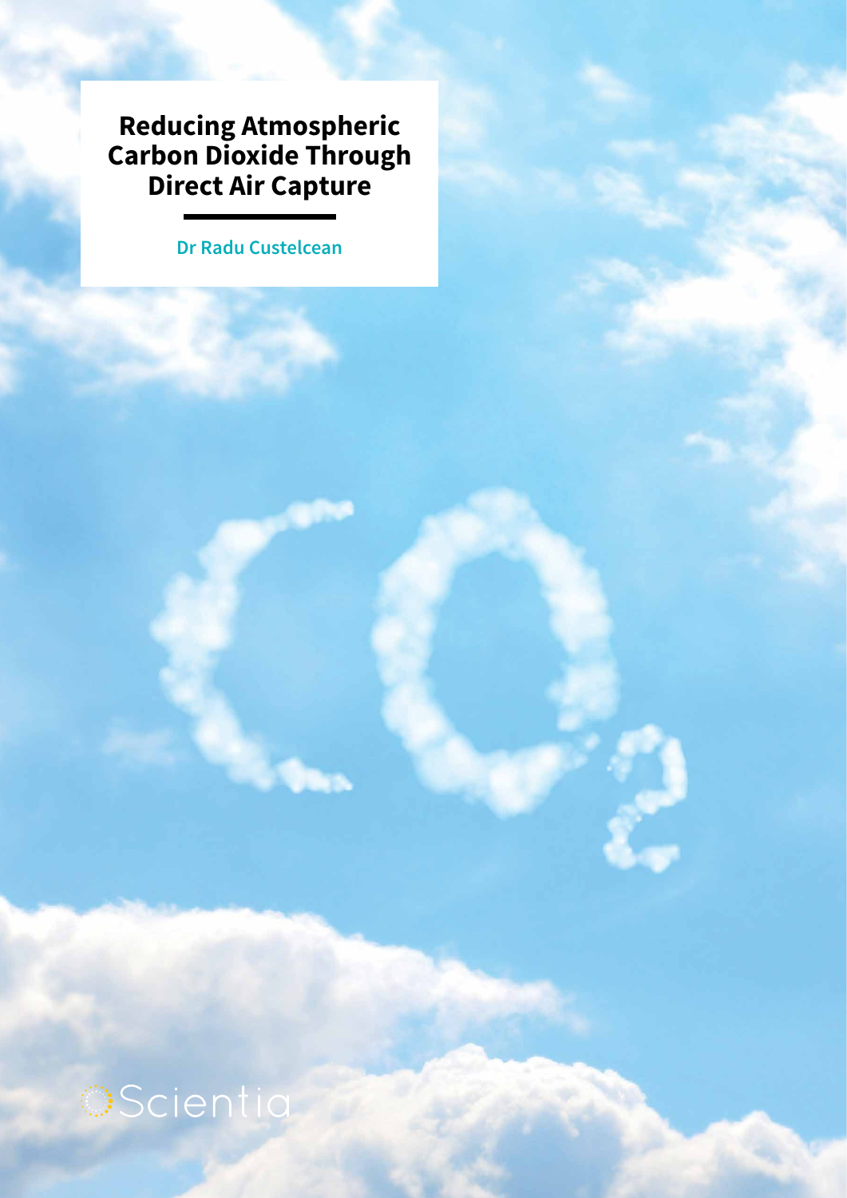# Reducing Atmospheric Carbon Dioxide Through Direct Air Capture

**Dr Radu Custelcean**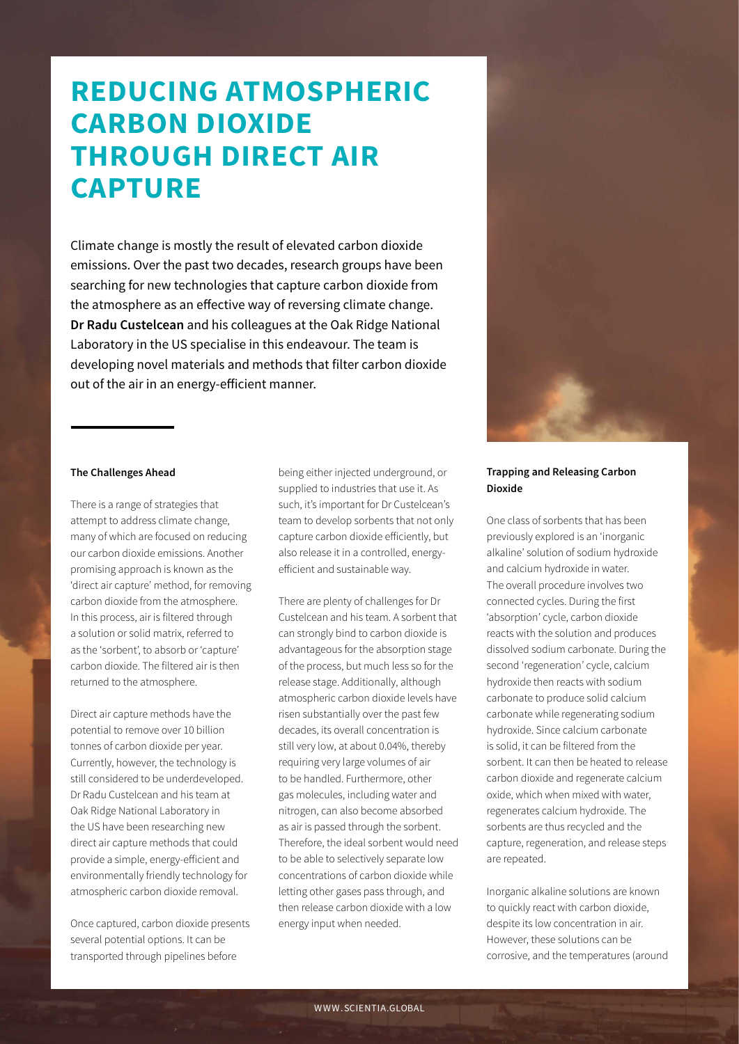# REDUCING ATMOSPHERIC CARBON DIOXIDE THROUGH DIRECT AIR CAPTURE

Climate change is mostly the result of elevated carbon dioxide emissions. Over the past two decades, research groups have been searching for new technologies that capture carbon dioxide from the atmosphere as an effective way of reversing climate change. **Dr Radu Custelcean** and his colleagues at the Oak Ridge National Laboratory in the US specialise in this endeavour. The team is developing novel materials and methods that filter carbon dioxide out of the air in an energy-efficient manner.

#### The Challenges Ahead

There is a range of strategies that attempt to address climate change, many of which are focused on reducing our carbon dioxide emissions. Another promising approach is known as the 'direct air capture' method, for removing carbon dioxide from the atmosphere. In this process, air is filtered through a solution or solid matrix, referred to as the 'sorbent', to absorb or 'capture' carbon dioxide. The filtered air is then returned to the atmosphere.

Direct air capture methods have the potential to remove over 10 billion tonnes of carbon dioxide per year. Currently, however, the technology is still considered to be underdeveloped. Dr Radu Custelcean and his team at Oak Ridge National Laboratory in the US have been researching new direct air capture methods that could provide a simple, energy-efficient and environmentally friendly technology for atmospheric carbon dioxide removal.

Once captured, carbon dioxide presents several potential options. It can be transported through pipelines before being either injected underground, or supplied to industries that use it. As such, it's important for Dr Custelcean's team to develop sorbents that not only capture carbon dioxide efficiently, but also release it in a controlled, energy-efficient and sustainable way.

There are plenty of challenges for Dr Custelcean and his team. A sorbent that can strongly bind to carbon dioxide is advantageous for the absorption stage of the process, but much less so for the release stage. Additionally, although atmospheric carbon dioxide levels have risen substantially over the past few decades, its overall concentration is still very low, at about 0.04%, thereby requiring very large volumes of air to be handled. Furthermore, other gas molecules, including water and nitrogen, can also become absorbed as air is passed through the sorbent. Therefore, the ideal sorbent would need to be able to selectively separate low concentrations of carbon dioxide while letting other gases pass through, and then release carbon dioxide with a low energy input when needed.

#### Trapping and Releasing Carbon Dioxide

One class of sorbents that has been previously explored is an 'inorganic alkaline' solution of sodium hydroxide and calcium hydroxide in water. The overall procedure involves two connected cycles. During the first 'absorption' cycle, carbon dioxide reacts with the solution and produces dissolved sodium carbonate. During the second 'regeneration' cycle, calcium hydroxide then reacts with sodium carbonate to produce solid calcium carbonate while regenerating sodium hydroxide. Since calcium carbonate is solid, it can be filtered from the sorbent. It can then be heated to release carbon dioxide and regenerate calcium oxide, which when mixed with water, regenerates calcium hydroxide. The sorbents are thus recycled and the capture, regeneration, and release steps are repeated.

Inorganic alkaline solutions are known to quickly react with carbon dioxide, despite its low concentration in air. However, these solutions can be corrosive, and the temperatures (around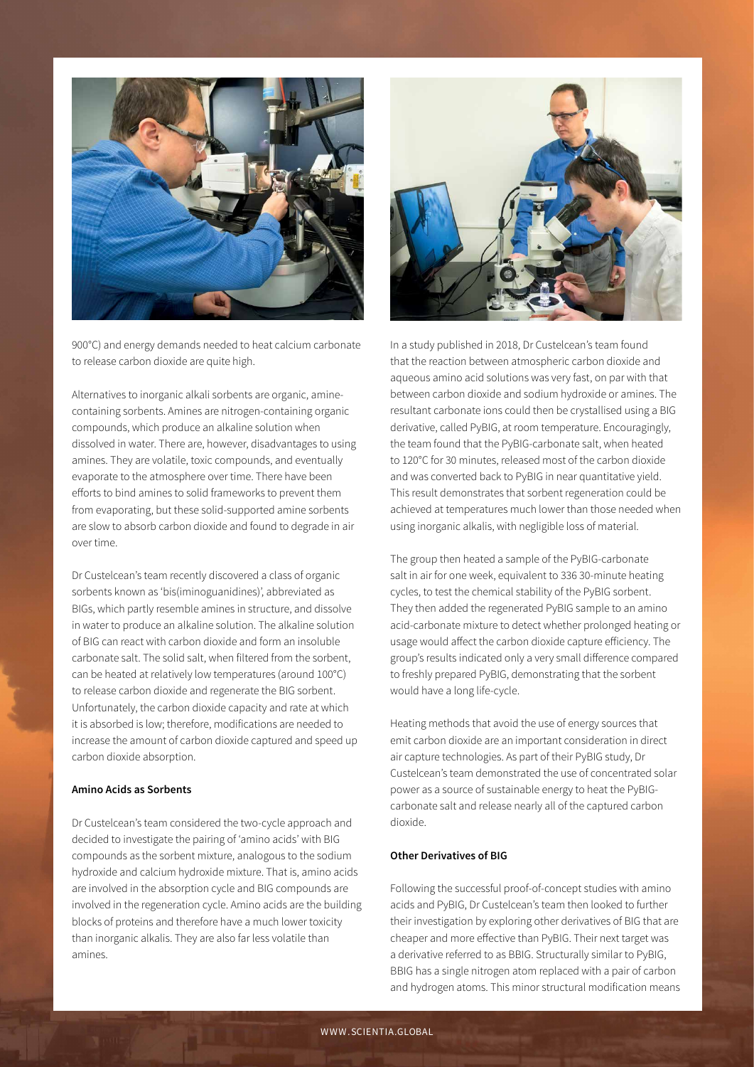900°C) and energy demands needed to heat calcium carbonate to release carbon dioxide are quite high.

Alternatives to inorganic alkali sorbents are organic, amine-containing sorbents. Amines are nitrogen-containing organic compounds, which produce an alkaline solution when dissolved in water. There are, however, disadvantages to using amines. They are volatile, toxic compounds, and eventually evaporate to the atmosphere over time. There have been efforts to bind amines to solid frameworks to prevent them from evaporating, but these solid-supported amine sorbents are slow to absorb carbon dioxide and found to degrade in air over time.

Dr Custelcean's team recently discovered a class of organic sorbents known as 'bis(iminoguanidines)', abbreviated as BIGs, which partly resemble amines in structure, and dissolve in water to produce an alkaline solution. The alkaline solution of BIG can react with carbon dioxide and form an insoluble carbonate salt. The solid salt, when filtered from the sorbent, can be heated at relatively low temperatures (around 100°C) to release carbon dioxide and regenerate the BIG sorbent. Unfortunately, the carbon dioxide capacity and rate at which it is absorbed is low; therefore, modifications are needed to increase the amount of carbon dioxide captured and speed up carbon dioxide absorption.

**Amino Acids as Sorbents**

Dr Custelcean's team considered the two-cycle approach and decided to investigate the pairing of 'amino acids' with BIG compounds as the sorbent mixture, analogous to the sodium hydroxide and calcium hydroxide mixture. That is, amino acids are involved in the absorption cycle and BIG compounds are involved in the regeneration cycle. Amino acids are the building blocks of proteins and therefore have a much lower toxicity than inorganic alkalis. They are also far less volatile than amines.

In a study published in 2018, Dr Custelcean's team found that the reaction between atmospheric carbon dioxide and aqueous amino acid solutions was very fast, on par with that between carbon dioxide and sodium hydroxide or amines. The resultant carbonate ions could then be crystallised using a BIG derivative, called PyBIG, at room temperature. Encouragingly, the team found that the PyBIG-carbonate salt, when heated to 120°C for 30 minutes, released most of the carbon dioxide and was converted back to PyBIG in near quantitative yield. This result demonstrates that sorbent regeneration could be achieved at temperatures much lower than those needed when using inorganic alkalis, with negligible loss of material.

The group then heated a sample of the PyBIG-carbonate salt in air for one week, equivalent to 336 30-minute heating cycles, to test the chemical stability of the PyBIG sorbent. They then added the regenerated PyBIG sample to an amino acid-carbonate mixture to detect whether prolonged heating or usage would affect the carbon dioxide capture efficiency. The group's results indicated only a very small difference compared to freshly prepared PyBIG, demonstrating that the sorbent would have a long life-cycle.

Heating methods that avoid the use of energy sources that emit carbon dioxide are an important consideration in direct air capture technologies. As part of their PyBIG study, Dr Custelcean's team demonstrated the use of concentrated solar power as a source of sustainable energy to heat the PyBIG-carbonate salt and release nearly all of the captured carbon dioxide.

**Other Derivatives of BIG**

Following the successful proof-of-concept studies with amino acids and PyBIG, Dr Custelcean's team then looked to further their investigation by exploring other derivatives of BIG that are cheaper and more effective than PyBIG. Their next target was a derivative referred to as BBIG. Structurally similar to PyBIG, BBIG has a single nitrogen atom replaced with a pair of carbon and hydrogen atoms. This minor structural modification means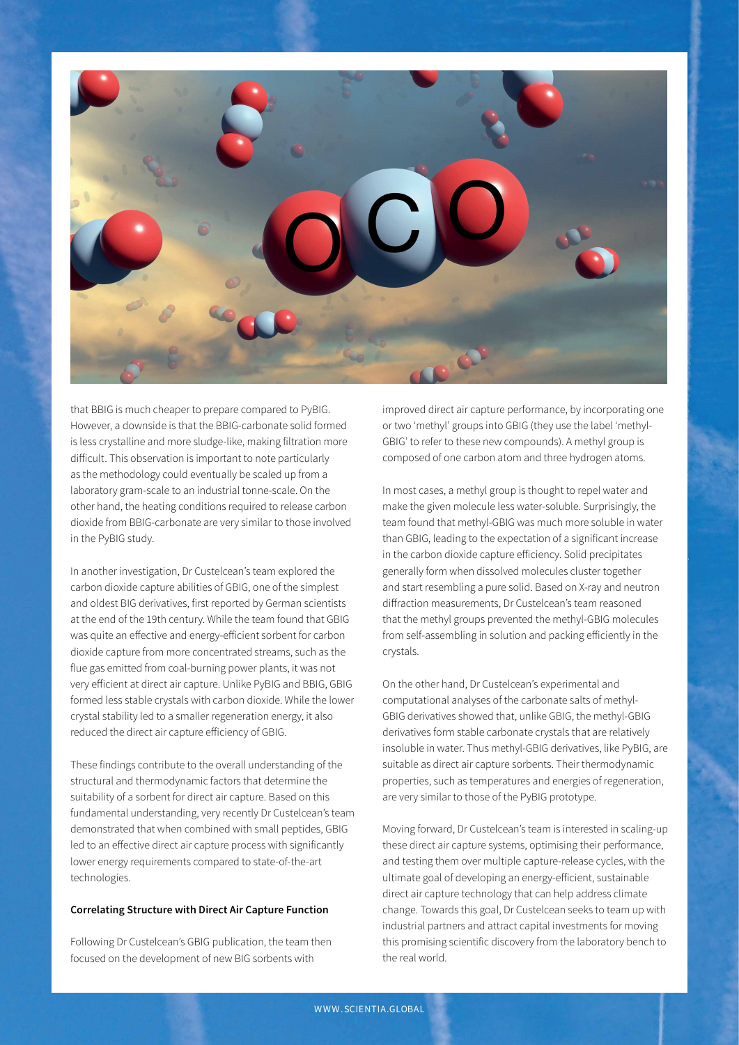that BBIG is much cheaper to prepare compared to PyBIG. However, a downside is that the BBIG-carbonate solid formed is less crystalline and more sludge-like, making filtration more difficult. This observation is important to note particularly as the methodology could eventually be scaled up from a laboratory gram-scale to an industrial tonne-scale. On the other hand, the heating conditions required to release carbon dioxide from BBIG-carbonate are very similar to those involved in the PyBIG study.

In another investigation, Dr Custelcean's team explored the carbon dioxide capture abilities of GBIG, one of the simplest and oldest BIG derivatives, first reported by German scientists at the end of the 19th century. While the team found that GBIG was quite an effective and energy-efficient sorbent for carbon dioxide capture from more concentrated streams, such as the flue gas emitted from coal-burning power plants, it was not very efficient at direct air capture. Unlike PyBIG and BBIG, GBIG formed less stable crystals with carbon dioxide. While the lower crystal stability led to a smaller regeneration energy, it also reduced the direct air capture efficiency of GBIG.

These findings contribute to the overall understanding of the structural and thermodynamic factors that determine the suitability of a sorbent for direct air capture. Based on this fundamental understanding, very recently Dr Custelcean's team demonstrated that when combined with small peptides, GBIG led to an effective direct air capture process with significantly lower energy requirements compared to state-of-the-art technologies.

**Correlating Structure with Direct Air Capture Function**

Following Dr Custelcean's GBIG publication, the team then focused on the development of new BIG sorbents with improved direct air capture performance, by incorporating one or two 'methyl' groups into GBIG (they use the label 'methyl-GBIG' to refer to these new compounds). A methyl group is composed of one carbon atom and three hydrogen atoms.

In most cases, a methyl group is thought to repel water and make the given molecule less water-soluble. Surprisingly, the team found that methyl-GBIG was much more soluble in water than GBIG, leading to the expectation of a significant increase in the carbon dioxide capture efficiency. Solid precipitates generally form when dissolved molecules cluster together and start resembling a pure solid. Based on X-ray and neutron diffraction measurements, Dr Custelcean's team reasoned that the methyl groups prevented the methyl-GBIG molecules from self-assembling in solution and packing efficiently in the crystals.

On the other hand, Dr Custelcean's experimental and computational analyses of the carbonate salts of methyl-GBIG derivatives showed that, unlike GBIG, the methyl-GBIG derivatives form stable carbonate crystals that are relatively insoluble in water. Thus methyl-GBIG derivatives, like PyBIG, are suitable as direct air capture sorbents. Their thermodynamic properties, such as temperatures and energies of regeneration, are very similar to those of the PyBIG prototype.

Moving forward, Dr Custelcean's team is interested in scaling-up these direct air capture systems, optimising their performance, and testing them over multiple capture-release cycles, with the ultimate goal of developing an energy-efficient, sustainable direct air capture technology that can help address climate change. Towards this goal, Dr Custelcean seeks to team up with industrial partners and attract capital investments for moving this promising scientific discovery from the laboratory bench to the real world.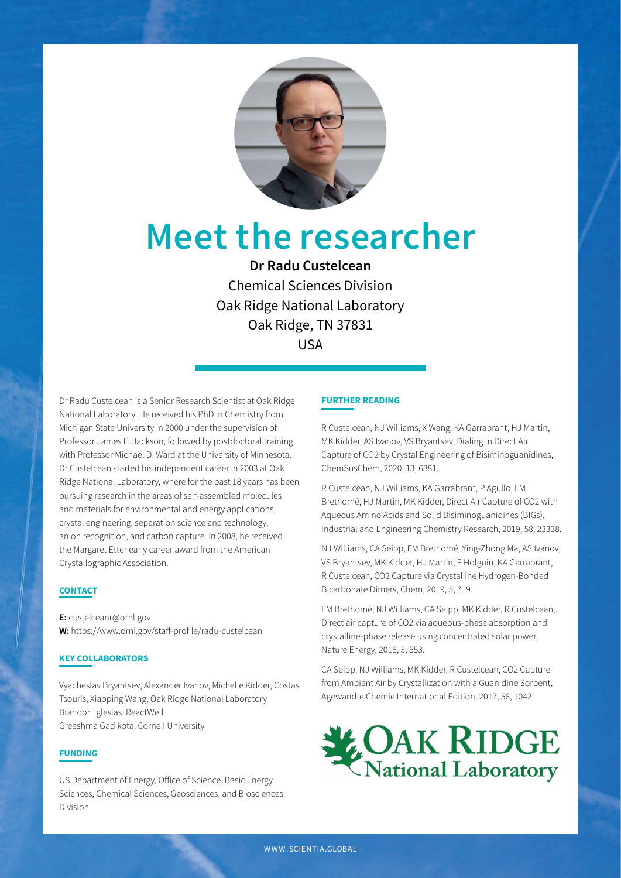# Meet the researcher

**Dr Radu Custelcean**
Chemical Sciences Division
Oak Ridge National Laboratory
Oak Ridge, TN 37831
USA

Dr Radu Custelcean is a Senior Research Scientist at Oak Ridge National Laboratory. He received his PhD in Chemistry from Michigan State University in 2000 under the supervision of Professor James E. Jackson, followed by postdoctoral training with Professor Michael D. Ward at the University of Minnesota. Dr Custelcean started his independent career in 2003 at Oak Ridge National Laboratory, where for the past 18 years has been pursuing research in the areas of self-assembled molecules and materials for environmental and energy applications, crystal engineering, separation science and technology, anion recognition, and carbon capture. In 2008, he received the Margaret Etter early career award from the American Crystallographic Association.

## CONTACT

**E:** custelceanr@ornl.gov
**W:** https://www.ornl.gov/staff-profile/radu-custelcean

## KEY COLLABORATORS

Vyacheslav Bryantsev, Alexander Ivanov, Michelle Kidder, Costas Tsouris, Xiaoping Wang, Oak Ridge National Laboratory
Brandon Iglesias, ReactWell
Greeshma Gadikota, Cornell University

## FUNDING

US Department of Energy, Office of Science, Basic Energy Sciences, Chemical Sciences, Geosciences, and Biosciences Division

## FURTHER READING

R Custelcean, NJ Williams, X Wang, KA Garrabrant, HJ Martin, MK Kidder, AS Ivanov, VS Bryantsev, Dialing in Direct Air Capture of CO2 by Crystal Engineering of Bisiminoguanidines, ChemSusChem, 2020, 13, 6381.

R Custelcean, NJ Williams, KA Garrabrant, P Agullo, FM Brethomé, HJ Martin, MK Kidder, Direct Air Capture of CO2 with Aqueous Amino Acids and Solid Bisiminoguanidines (BIGs), Industrial and Engineering Chemistry Research, 2019, 58, 23338.

NJ Williams, CA Seipp, FM Brethomé, Ying-Zhong Ma, AS Ivanov, VS Bryantsev, MK Kidder, HJ Martin, E Holguin, KA Garrabrant, R Custelcean, CO2 Capture via Crystalline Hydrogen-Bonded Bicarbonate Dimers, Chem, 2019, 5, 719.

FM Brethomé, NJ Williams, CA Seipp, MK Kidder, R Custelcean, Direct air capture of CO2 via aqueous-phase absorption and crystalline-phase release using concentrated solar power, Nature Energy, 2018, 3, 553.

CA Seipp, NJ Williams, MK Kidder, R Custelcean, CO2 Capture from Ambient Air by Crystallization with a Guanidine Sorbent, Agewandte Chemie International Edition, 2017, 56, 1042.